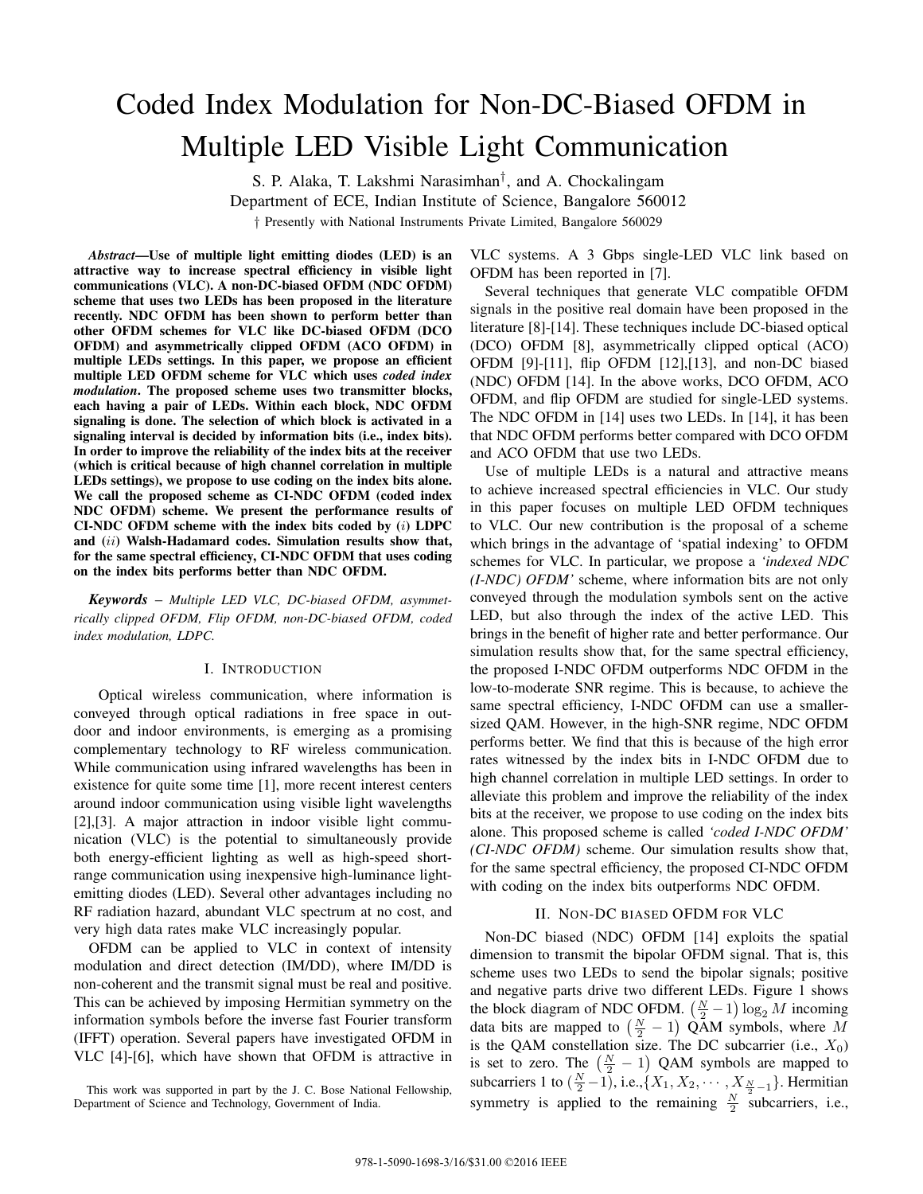# Coded Index Modulation for Non-DC-Biased OFDM in Multiple LED Visible Light Communication

S. P. Alaka, T. Lakshmi Narasimhan†, and A. Chockalingam
Department of ECE, Indian Institute of Science, Bangalore 560012
† Presently with National Instruments Private Limited, Bangalore 560029

***Abstract*—Use of multiple light emitting diodes (LED) is an attractive way to increase spectral efficiency in visible light communications (VLC). A non-DC-biased OFDM (NDC OFDM) scheme that uses two LEDs has been proposed in the literature recently. NDC OFDM has been shown to perform better than other OFDM schemes for VLC like DC-biased OFDM (DCO OFDM) and asymmetrically clipped OFDM (ACO OFDM) in multiple LEDs settings. In this paper, we propose an efficient multiple LED OFDM scheme for VLC which uses *coded index modulation*. The proposed scheme uses two transmitter blocks, each having a pair of LEDs. Within each block, NDC OFDM signaling is done. The selection of which block is activated in a signaling interval is decided by information bits (i.e., index bits). In order to improve the reliability of the index bits at the receiver (which is critical because of high channel correlation in multiple LEDs settings), we propose to use coding on the index bits alone. We call the proposed scheme as CI-NDC OFDM (coded index NDC OFDM) scheme. We present the performance results of CI-NDC OFDM scheme with the index bits coded by (*i*) LDPC and (*ii*) Walsh-Hadamard codes. Simulation results show that, for the same spectral efficiency, CI-NDC OFDM that uses coding on the index bits performs better than NDC OFDM.**

***Keywords*** – *Multiple LED VLC, DC-biased OFDM, asymmetrically clipped OFDM, Flip OFDM, non-DC-biased OFDM, coded index modulation, LDPC.*

## I. Introduction

Optical wireless communication, where information is conveyed through optical radiations in free space in outdoor and indoor environments, is emerging as a promising complementary technology to RF wireless communication. While communication using infrared wavelengths has been in existence for quite some time [1], more recent interest centers around indoor communication using visible light wavelengths [2],[3]. A major attraction in indoor visible light communication (VLC) is the potential to simultaneously provide both energy-efficient lighting as well as high-speed short-range communication using inexpensive high-luminance light-emitting diodes (LED). Several other advantages including no RF radiation hazard, abundant VLC spectrum at no cost, and very high data rates make VLC increasingly popular.

OFDM can be applied to VLC in context of intensity modulation and direct detection (IM/DD), where IM/DD is non-coherent and the transmit signal must be real and positive. This can be achieved by imposing Hermitian symmetry on the information symbols before the inverse fast Fourier transform (IFFT) operation. Several papers have investigated OFDM in VLC [4]-[6], which have shown that OFDM is attractive in VLC systems. A 3 Gbps single-LED VLC link based on OFDM has been reported in [7].

This work was supported in part by the J. C. Bose National Fellowship, Department of Science and Technology, Government of India.

Several techniques that generate VLC compatible OFDM signals in the positive real domain have been proposed in the literature [8]-[14]. These techniques include DC-biased optical (DCO) OFDM [8], asymmetrically clipped optical (ACO) OFDM [9]-[11], flip OFDM [12],[13], and non-DC biased (NDC) OFDM [14]. In the above works, DCO OFDM, ACO OFDM, and flip OFDM are studied for single-LED systems. The NDC OFDM in [14] uses two LEDs. In [14], it has been that NDC OFDM performs better compared with DCO OFDM and ACO OFDM that use two LEDs.

Use of multiple LEDs is a natural and attractive means to achieve increased spectral efficiencies in VLC. Our study in this paper focuses on multiple LED OFDM techniques to VLC. Our new contribution is the proposal of a scheme which brings in the advantage of 'spatial indexing' to OFDM schemes for VLC. In particular, we propose a *'indexed NDC (I-NDC) OFDM'* scheme, where information bits are not only conveyed through the modulation symbols sent on the active LED, but also through the index of the active LED. This brings in the benefit of higher rate and better performance. Our simulation results show that, for the same spectral efficiency, the proposed I-NDC OFDM outperforms NDC OFDM in the low-to-moderate SNR regime. This is because, to achieve the same spectral efficiency, I-NDC OFDM can use a smaller-sized QAM. However, in the high-SNR regime, NDC OFDM performs better. We find that this is because of the high error rates witnessed by the index bits in I-NDC OFDM due to high channel correlation in multiple LED settings. In order to alleviate this problem and improve the reliability of the index bits at the receiver, we propose to use coding on the index bits alone. This proposed scheme is called *'coded I-NDC OFDM' (CI-NDC OFDM)* scheme. Our simulation results show that, for the same spectral efficiency, the proposed CI-NDC OFDM with coding on the index bits outperforms NDC OFDM.

## II. Non-DC biased OFDM for VLC

Non-DC biased (NDC) OFDM [14] exploits the spatial dimension to transmit the bipolar OFDM signal. That is, this scheme uses two LEDs to send the bipolar signals; positive and negative parts drive two different LEDs. Figure 1 shows the block diagram of NDC OFDM. $\left(\frac{N}{2}-1\right)\log_2 M$ incoming data bits are mapped to $\left(\frac{N}{2}-1\right)$ QAM symbols, where $M$ is the QAM constellation size. The DC subcarrier (i.e., $X_0$) is set to zero. The $\left(\frac{N}{2}-1\right)$ QAM symbols are mapped to subcarriers 1 to $\left(\frac{N}{2}-1\right)$, i.e.,$\{X_1, X_2, \cdots, X_{\frac{N}{2}-1}\}$. Hermitian symmetry is applied to the remaining $\frac{N}{2}$ subcarriers, i.e.,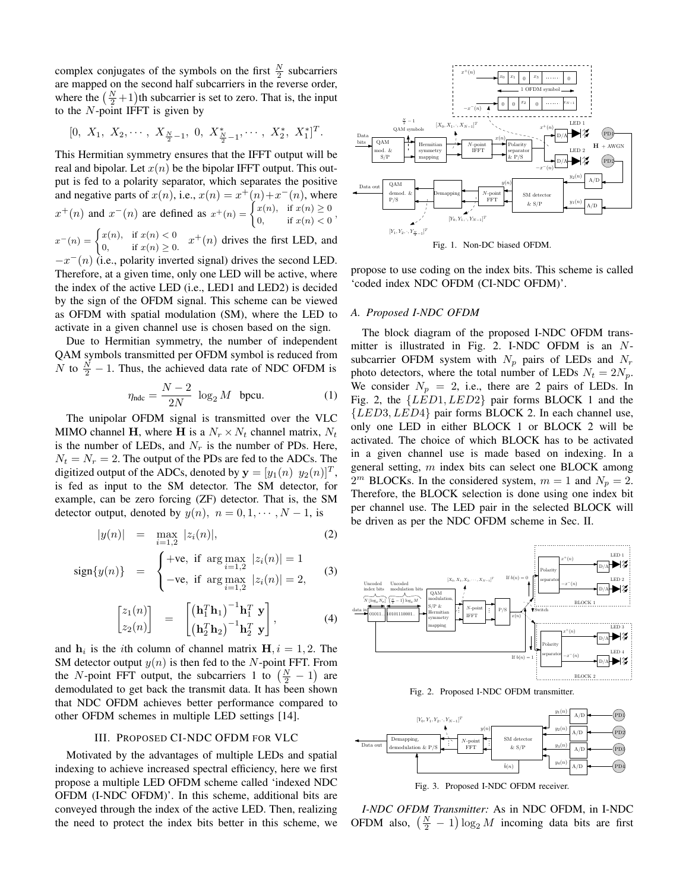complex conjugates of the symbols on the first $\frac{N}{2}$ subcarriers are mapped on the second half subcarriers in the reverse order, where the $\left(\frac{N}{2}+1\right)$th subcarrier is set to zero. That is, the input to the $N$-point IFFT is given by

$$[0,\ X_1,\ X_2,\cdots,\ X_{\frac{N}{2}-1},\ 0,\ X^*_{\frac{N}{2}-1},\cdots,\ X^*_2,\ X^*_1]^T.$$

This Hermitian symmetry ensures that the IFFT output will be real and bipolar. Let $x(n)$ be the bipolar IFFT output. This output is fed to a polarity separator, which separates the positive and negative parts of $x(n)$, i.e., $x(n) = x^+(n)+x^-(n)$, where $x^+(n)$ and $x^-(n)$ are defined as $x^+(n) = \begin{cases} x(n), & \text{if } x(n) \geq 0 \\ 0, & \text{if } x(n) < 0 \end{cases}$, $x^-(n) = \begin{cases} x(n), & \text{if } x(n) < 0 \\ 0, & \text{if } x(n) \geq 0. \end{cases}$ $x^+(n)$ drives the first LED, and $-x^-(n)$ (i.e., polarity inverted signal) drives the second LED. Therefore, at a given time, only one LED will be active, where the index of the active LED (i.e., LED1 and LED2) is decided by the sign of the OFDM signal. This scheme can be viewed as OFDM with spatial modulation (SM), where the LED to activate in a given channel use is chosen based on the sign.

Due to Hermitian symmetry, the number of independent QAM symbols transmitted per OFDM symbol is reduced from $N$ to $\frac{N}{2}-1$. Thus, the achieved data rate of NDC OFDM is

$$\eta_{\text{ndc}} = \frac{N-2}{2N}\ \log_2 M \ \text{ bpcu}. \tag{1}$$

The unipolar OFDM signal is transmitted over the VLC MIMO channel $\mathbf{H}$, where $\mathbf{H}$ is a $N_r \times N_t$ channel matrix, $N_t$ is the number of LEDs, and $N_r$ is the number of PDs. Here, $N_t = N_r = 2$. The output of the PDs are fed to the ADCs. The digitized output of the ADCs, denoted by $\mathbf{y} = [y_1(n)\ y_2(n)]^T$, is fed as input to the SM detector. The SM detector, for example, can be zero forcing (ZF) detector. That is, the SM detector output, denoted by $y(n),\ n = 0, 1, \cdots, N-1$, is

$$|y(n)| \quad = \quad \max_{i=1,2}\ |z_i(n)|, \tag{2}$$

$$\text{sign}\{y(n)\} \quad = \quad \begin{cases} +\text{ve}, & \text{if } \arg\max\limits_{i=1,2}\ |z_i(n)| = 1 \\ -\text{ve}, & \text{if } \arg\max\limits_{i=1,2}\ |z_i(n)| = 2, \end{cases} \tag{3}$$

$$\begin{bmatrix} z_1(n) \\ z_2(n) \end{bmatrix} \quad = \quad \begin{bmatrix} \left(\mathbf{h}_1^T\mathbf{h}_1\right)^{-1}\mathbf{h}_1^T\ \mathbf{y} \\ \left(\mathbf{h}_2^T\mathbf{h}_2\right)^{-1}\mathbf{h}_2^T\ \mathbf{y} \end{bmatrix}, \tag{4}$$

and $\mathbf{h}_i$ is the $i$th column of channel matrix $\mathbf{H}, i = 1, 2$. The SM detector output $y(n)$ is then fed to the $N$-point FFT. From the $N$-point FFT output, the subcarriers 1 to $\left(\frac{N}{2}-1\right)$ are demodulated to get back the transmit data. It has been shown that NDC OFDM achieves better performance compared to other OFDM schemes in multiple LED settings [14].

Fig. 1. Non-DC biased OFDM.

## III. Proposed CI-NDC OFDM for VLC

Motivated by the advantages of multiple LEDs and spatial indexing to achieve increased spectral efficiency, here we first propose a multiple LED OFDM scheme called 'indexed NDC OFDM (I-NDC OFDM)'. In this scheme, additional bits are conveyed through the index of the active LED. Then, realizing the need to protect the index bits better in this scheme, we propose to use coding on the index bits. This scheme is called 'coded index NDC OFDM (CI-NDC OFDM)'.

### A. Proposed I-NDC OFDM

The block diagram of the proposed I-NDC OFDM transmitter is illustrated in Fig. 2. I-NDC OFDM is an $N$-subcarrier OFDM system with $N_p$ pairs of LEDs and $N_r$ photo detectors, where the total number of LEDs $N_t = 2N_p$. We consider $N_p = 2$, i.e., there are 2 pairs of LEDs. In Fig. 2, the $\{LED1, LED2\}$ pair forms BLOCK 1 and the $\{LED3, LED4\}$ pair forms BLOCK 2. In each channel use, only one LED in either BLOCK 1 or BLOCK 2 will be activated. The choice of which BLOCK has to be activated in a given channel use is made based on indexing. In a general setting, $m$ index bits can select one BLOCK among $2^m$ BLOCKs. In the considered system, $m = 1$ and $N_p = 2$. Therefore, the BLOCK selection is done using one index bit per channel use. The LED pair in the selected BLOCK will be driven as per the NDC OFDM scheme in Sec. II.

Fig. 2. Proposed I-NDC OFDM transmitter.

Fig. 3. Proposed I-NDC OFDM receiver.

*I-NDC OFDM Transmitter:* As in NDC OFDM, in I-NDC OFDM also, $\left(\frac{N}{2}-1\right)\log_2 M$ incoming data bits are first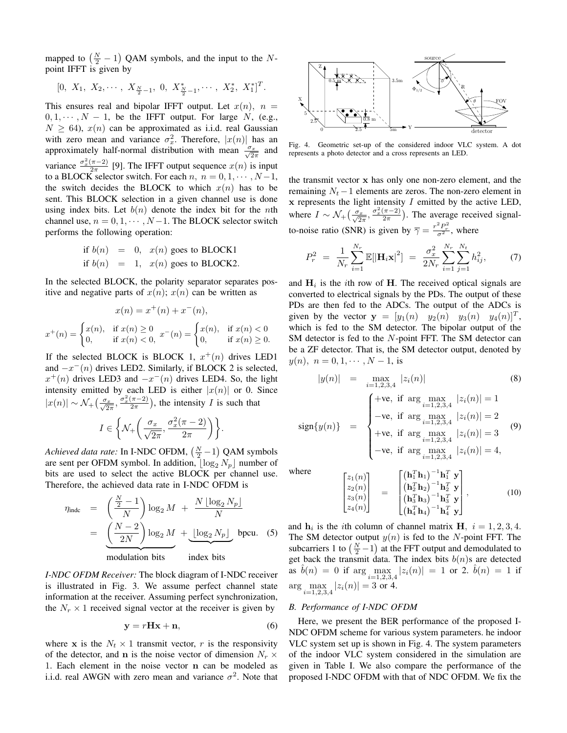mapped to $\left(\frac{N}{2}-1\right)$ QAM symbols, and the input to the $N$-point IFFT is given by

$$[0,\ X_1,\ X_2,\cdots,\ X_{\frac{N}{2}-1},\ 0,\ X^*_{\frac{N}{2}-1},\cdots,\ X^*_2,\ X^*_1]^T.$$

This ensures real and bipolar IFFT output. Let $x(n)$, $n=0,1,\cdots,N-1$, be the IFFT output. For large $N$, (e.g., $N\geq 64$), $x(n)$ can be approximated as i.i.d. real Gaussian with zero mean and variance $\sigma_x^2$. Therefore, $|x(n)|$ has an approximately half-normal distribution with mean $\frac{\sigma_x}{\sqrt{2\pi}}$ and variance $\frac{\sigma_x^2(\pi-2)}{2\pi}$ [9]. The IFFT output sequence $x(n)$ is input to a BLOCK selector switch. For each $n$, $n=0,1,\cdots,N-1$, the switch decides the BLOCK to which $x(n)$ has to be sent. This BLOCK selection in a given channel use is done using index bits. Let $b(n)$ denote the index bit for the $n$th channel use, $n=0,1,\cdots,N-1$. The BLOCK selector switch performs the following operation:

$$\begin{aligned}
\text{if } b(n) &= 0, \quad x(n) \text{ goes to BLOCK1}\\
\text{if } b(n) &= 1, \quad x(n) \text{ goes to BLOCK2}.
\end{aligned}$$

In the selected BLOCK, the polarity separator separates positive and negative parts of $x(n)$; $x(n)$ can be written as

$$x(n) = x^+(n) + x^-(n),$$

$$x^+(n) = \begin{cases} x(n), & \text{if } x(n)\geq 0\\ 0, & \text{if } x(n)<0, \end{cases} \quad x^-(n) = \begin{cases} x(n), & \text{if } x(n)<0\\ 0, & \text{if } x(n)\geq 0. \end{cases}$$

If the selected BLOCK is BLOCK 1, $x^+(n)$ drives LED1 and $-x^-(n)$ drives LED2. Similarly, if BLOCK 2 is selected, $x^+(n)$ drives LED3 and $-x^-(n)$ drives LED4. So, the light intensity emitted by each LED is either $|x(n)|$ or 0. Since $|x(n)|\sim\mathcal{N}_+\big(\frac{\sigma_x}{\sqrt{2\pi}},\frac{\sigma_x^2(\pi-2)}{2\pi}\big)$, the intensity $I$ is such that

$$I\in\left\{\mathcal{N}_+\left(\frac{\sigma_x}{\sqrt{2\pi}},\frac{\sigma_x^2(\pi-2)}{2\pi}\right)\right\}.$$

*Achieved data rate:* In I-NDC OFDM, $\left(\frac{N}{2}-1\right)$ QAM symbols are sent per OFDM symbol. In addition, $\lfloor\log_2 N_p\rfloor$ number of bits are used to select the active BLOCK per channel use. Therefore, the achieved data rate in I-NDC OFDM is

$$\begin{aligned}
\eta_{\text{indc}} &= \left(\frac{\frac{N}{2}-1}{N}\right)\log_2 M \;+\; \frac{N\lfloor\log_2 N_p\rfloor}{N}\\
&= \underbrace{\left(\frac{N-2}{2N}\right)\log_2 M}_{\text{modulation bits}} \;+\; \underbrace{\lfloor\log_2 N_p\rfloor}_{\text{index bits}} \ \text{bpcu}. 
\end{aligned}\tag{5}$$

*I-NDC OFDM Receiver:* The block diagram of I-NDC receiver is illustrated in Fig. 3. We assume perfect channel state information at the receiver. Assuming perfect synchronization, the $N_r\times 1$ received signal vector at the receiver is given by

$$\mathbf{y} = r\mathbf{H}\mathbf{x} + \mathbf{n}, \tag{6}$$

where $\mathbf{x}$ is the $N_t\times 1$ transmit vector, $r$ is the responsivity of the detector, and $\mathbf{n}$ is the noise vector of dimension $N_r\times 1$. Each element in the noise vector $\mathbf{n}$ can be modeled as i.i.d. real AWGN with zero mean and variance $\sigma^2$. Note that

Fig. 4. Geometric set-up of the considered indoor VLC system. A dot represents a photo detector and a cross represents an LED.

the transmit vector $\mathbf{x}$ has only one non-zero element, and the remaining $N_t-1$ elements are zeros. The non-zero element in $\mathbf{x}$ represents the light intensity $I$ emitted by the active LED, where $I\sim\mathcal{N}_+\big(\frac{\sigma_x}{\sqrt{2\pi}},\frac{\sigma_x^2(\pi-2)}{2\pi}\big)$. The average received signal-to-noise ratio (SNR) is given by $\overline{\gamma}=\frac{r^2P_r^2}{\sigma^2}$, where

$$P_r^2 \;=\; \frac{1}{N_r}\sum_{i=1}^{N_r}\mathbb{E}[|\mathbf{H}_i\mathbf{x}|^2] \;=\; \frac{\sigma_x^2}{2N_r}\sum_{i=1}^{N_r}\sum_{j=1}^{N_t}h_{ij}^2, \tag{7}$$

and $\mathbf{H}_i$ is the $i$th row of $\mathbf{H}$. The received optical signals are converted to electrical signals by the PDs. The output of these PDs are then fed to the ADCs. The output of the ADCs is given by the vector $\mathbf{y}=[y_1(n)\quad y_2(n)\quad y_3(n)\quad y_4(n)]^T$, which is fed to the SM detector. The bipolar output of the SM detector is fed to the $N$-point FFT. The SM detector can be a ZF detector. That is, the SM detector output, denoted by $y(n)$, $n=0,1,\cdots,N-1$, is

$$|y(n)| \;=\; \max_{i=1,2,3,4}\ |z_i(n)| \tag{8}$$

$$\text{sign}\{y(n)\} \;=\; \begin{cases} +\text{ve}, \ \text{if } \arg\max\limits_{i=1,2,3,4}\ |z_i(n)|=1\\ -\text{ve}, \ \text{if } \arg\max\limits_{i=1,2,3,4}\ |z_i(n)|=2\\ +\text{ve}, \ \text{if } \arg\max\limits_{i=1,2,3,4}\ |z_i(n)|=3\\ -\text{ve}, \ \text{if } \arg\max\limits_{i=1,2,3,4}\ |z_i(n)|=4, \end{cases} \tag{9}$$

where

$$\begin{bmatrix} z_1(n)\\ z_2(n)\\ z_3(n)\\ z_4(n)\end{bmatrix} \;=\; \begin{bmatrix} \left(\mathbf{h}_1^T\mathbf{h}_1\right)^{-1}\mathbf{h}_1^T\ \mathbf{y}\\ \left(\mathbf{h}_2^T\mathbf{h}_2\right)^{-1}\mathbf{h}_2^T\ \mathbf{y}\\ \left(\mathbf{h}_3^T\mathbf{h}_3\right)^{-1}\mathbf{h}_3^T\ \mathbf{y}\\ \left(\mathbf{h}_4^T\mathbf{h}_4\right)^{-1}\mathbf{h}_4^T\ \mathbf{y}\end{bmatrix}, \tag{10}$$

and $\mathbf{h}_i$ is the $i$th column of channel matrix $\mathbf{H}$, $i=1,2,3,4$. The SM detector output $y(n)$ is fed to the $N$-point FFT. The subcarriers 1 to $\left(\frac{N}{2}-1\right)$ at the FFT output and demodulated to get back the transmit data. The index bits $b(n)$s are detected as $\hat{b}(n)=0$ if $\arg\max\limits_{i=1,2,3,4}|z_i(n)|=1$ or 2. $\hat{b}(n)=1$ if $\arg\max\limits_{i=1,2,3,4}|z_i(n)|=3$ or 4.

### B. Performance of I-NDC OFDM

Here, we present the BER performance of the proposed I-NDC OFDM scheme for various system parameters. he indoor VLC system set up is shown in Fig. 4. The system parameters of the indoor VLC system considered in the simulation are given in Table I. We also compare the performance of the proposed I-NDC OFDM with that of NDC OFDM. We fix the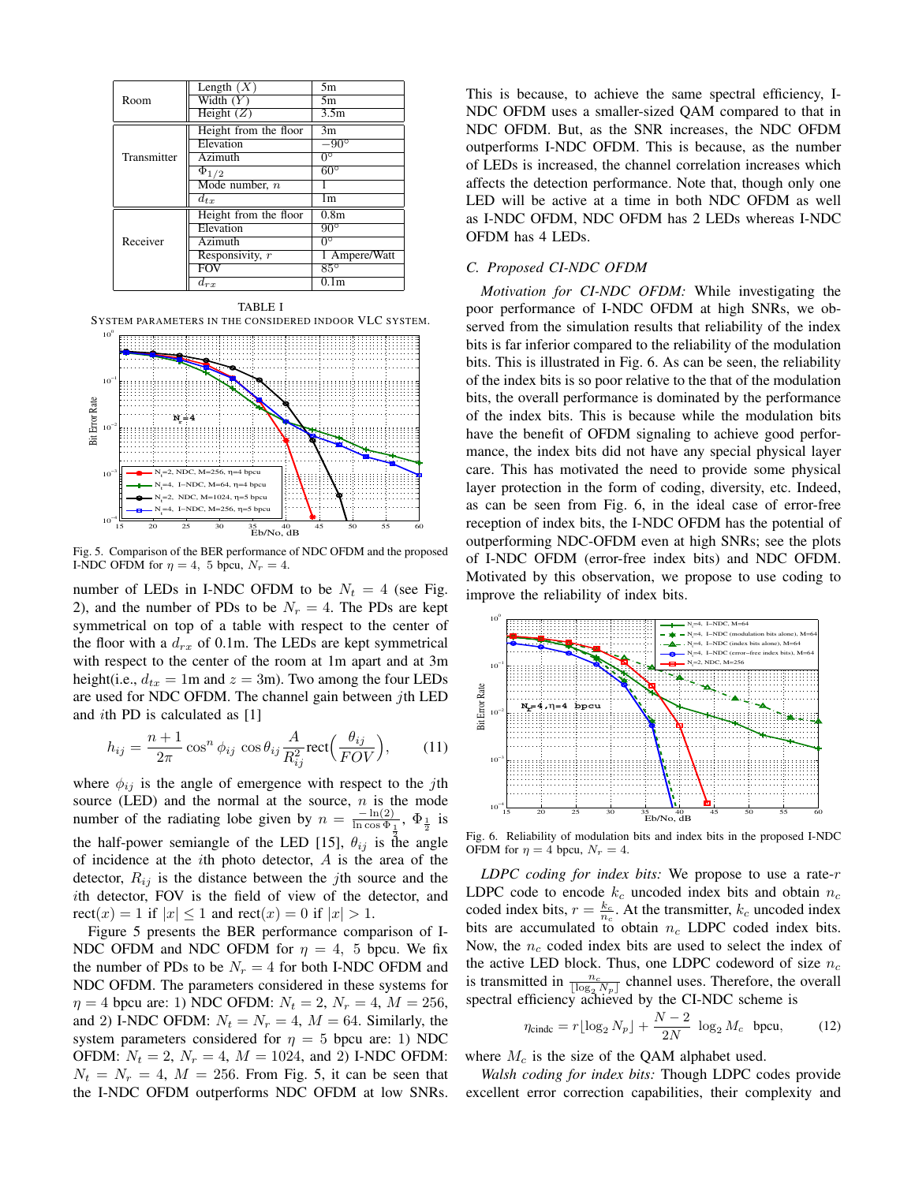| | | |
|---|---|---|
| Room | Length ($X$) | 5m |
| | Width ($Y$) | 5m |
| | Height ($Z$) | 3.5m |
| Transmitter | Height from the floor | 3m |
| | Elevation | $-90^\circ$ |
| | Azimuth | $0^\circ$ |
| | $\Phi_{1/2}$ | $60^\circ$ |
| | Mode number, $n$ | 1 |
| | $d_{tx}$ | 1m |
| Receiver | Height from the floor | 0.8m |
| | Elevation | $90^\circ$ |
| | Azimuth | $0^\circ$ |
| | Responsivity, $r$ | 1 Ampere/Watt |
| | FOV | $85^\circ$ |
| | $d_{rx}$ | 0.1m |

TABLE I
SYSTEM PARAMETERS IN THE CONSIDERED INDOOR VLC SYSTEM.

Fig. 5. Comparison of the BER performance of NDC OFDM and the proposed I-NDC OFDM for $\eta = 4,\ 5$ bpcu, $N_r = 4$.

number of LEDs in I-NDC OFDM to be $N_t = 4$ (see Fig. 2), and the number of PDs to be $N_r = 4$. The PDs are kept symmetrical on top of a table with respect to the center of the floor with a $d_{rx}$ of 0.1m. The LEDs are kept symmetrical with respect to the center of the room at 1m apart and at 3m height(i.e., $d_{tx} = 1$m and $z = 3$m). Two among the four LEDs are used for NDC OFDM. The channel gain between $j$th LED and $i$th PD is calculated as [1]

$$h_{ij} = \frac{n+1}{2\pi}\cos^n\phi_{ij}\,\cos\theta_{ij}\frac{A}{R_{ij}^2}\text{rect}\Big(\frac{\theta_{ij}}{FOV}\Big), \qquad (11)$$

where $\phi_{ij}$ is the angle of emergence with respect to the $j$th source (LED) and the normal at the source, $n$ is the mode number of the radiating lobe given by $n = \frac{-\ln(2)}{\ln\cos\Phi_{\frac{1}{2}}}$, $\Phi_{\frac{1}{2}}$ is the half-power semiangle of the LED [15], $\theta_{ij}$ is the angle of incidence at the $i$th photo detector, $A$ is the area of the detector, $R_{ij}$ is the distance between the $j$th source and the $i$th detector, FOV is the field of view of the detector, and $\text{rect}(x) = 1$ if $|x| \leq 1$ and $\text{rect}(x) = 0$ if $|x| > 1$.

Figure 5 presents the BER performance comparison of I-NDC OFDM and NDC OFDM for $\eta = 4,\ 5$ bpcu. We fix the number of PDs to be $N_r = 4$ for both I-NDC OFDM and NDC OFDM. The parameters considered in these systems for $\eta = 4$ bpcu are: 1) NDC OFDM: $N_t = 2$, $N_r = 4$, $M = 256$, and 2) I-NDC OFDM: $N_t = N_r = 4$, $M = 64$. Similarly, the system parameters considered for $\eta = 5$ bpcu are: 1) NDC OFDM: $N_t = 2$, $N_r = 4$, $M = 1024$, and 2) I-NDC OFDM: $N_t = N_r = 4$, $M = 256$. From Fig. 5, it can be seen that the I-NDC OFDM outperforms NDC OFDM at low SNRs. This is because, to achieve the same spectral efficiency, I-NDC OFDM uses a smaller-sized QAM compared to that in NDC OFDM. But, as the SNR increases, the NDC OFDM outperforms I-NDC OFDM. This is because, as the number of LEDs is increased, the channel correlation increases which affects the detection performance. Note that, though only one LED will be active at a time in both NDC OFDM as well as I-NDC OFDM, NDC OFDM has 2 LEDs whereas I-NDC OFDM has 4 LEDs.

### C. Proposed CI-NDC OFDM

*Motivation for CI-NDC OFDM:* While investigating the poor performance of I-NDC OFDM at high SNRs, we observed from the simulation results that reliability of the index bits is far inferior compared to the reliability of the modulation bits. This is illustrated in Fig. 6. As can be seen, the reliability of the index bits is so poor relative to the that of the modulation bits, the overall performance is dominated by the performance of the index bits. This is because while the modulation bits have the benefit of OFDM signaling to achieve good performance, the index bits did not have any special physical layer care. This has motivated the need to provide some physical layer protection in the form of coding, diversity, etc. Indeed, as can be seen from Fig. 6, in the ideal case of error-free reception of index bits, the I-NDC OFDM has the potential of outperforming NDC-OFDM even at high SNRs; see the plots of I-NDC OFDM (error-free index bits) and NDC OFDM. Motivated by this observation, we propose to use coding to improve the reliability of index bits.

Fig. 6. Reliability of modulation bits and index bits in the proposed I-NDC OFDM for $\eta = 4$ bpcu, $N_r = 4$.

*LDPC coding for index bits:* We propose to use a rate-$r$ LDPC code to encode $k_c$ uncoded index bits and obtain $n_c$ coded index bits, $r = \frac{k_c}{n_c}$. At the transmitter, $k_c$ uncoded index bits are accumulated to obtain $n_c$ LDPC coded index bits. Now, the $n_c$ coded index bits are used to select the index of the active LED block. Thus, one LDPC codeword of size $n_c$ is transmitted in $\frac{n_c}{\lfloor\log_2 N_p\rfloor}$ channel uses. Therefore, the overall spectral efficiency achieved by the CI-NDC scheme is

$$\eta_{\text{cindc}} = r\lfloor\log_2 N_p\rfloor + \frac{N-2}{2N}\ \log_2 M_c \ \ \text{bpcu}, \qquad (12)$$

where $M_c$ is the size of the QAM alphabet used.

*Walsh coding for index bits:* Though LDPC codes provide excellent error correction capabilities, their complexity and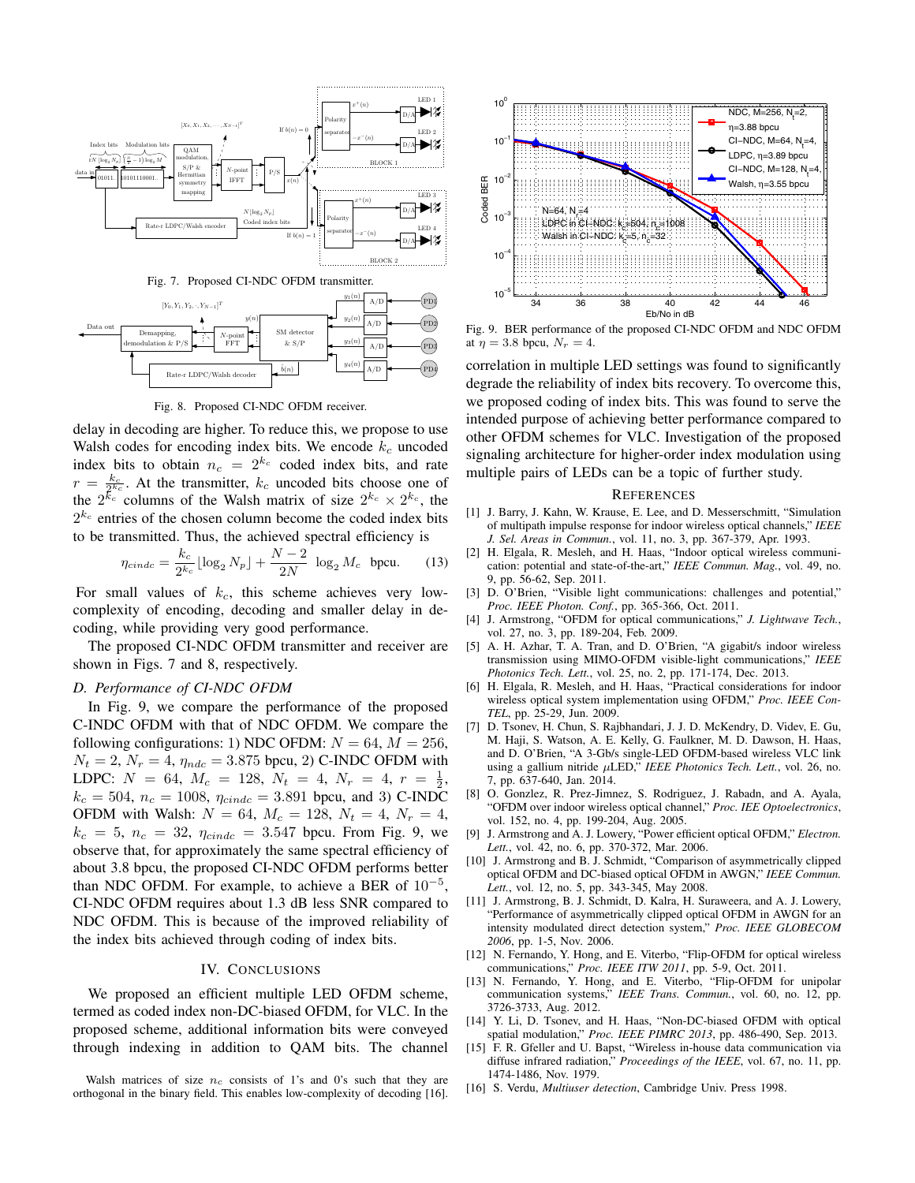Index bits

Modulation bits

$iN\lfloor\log_2 N_p\rfloor$ $(\frac{N}{2}-1)\log_2 M$

data in 01011 10101110001..

QAM modulation, S/P & Hermitian symmetry mapping

$[X_0, X_1, X_2, \cdots, X_{N-1}]^T$

$N$-point IFFT

P/S

$x(n)$

If $b(n)=0$

Polarity separator

$x^+(n)$

$-x^-(n)$

D/A

D/A

LED 1

LED 2

BLOCK 1

If $b(n)=1$

Polarity separator

$x^+(n)$

$-x^-(n)$

D/A

D/A

LED 3

LED 4

BLOCK 2

$N\lfloor\log_2 N_p\rfloor$

Coded index bits

Rate-r LDPC/Walsh encoder

Fig. 7. Proposed CI-NDC OFDM transmitter.

$[Y_0, Y_1, Y_2, \cdots, Y_{N-1}]^T$

Data out

Demapping, demodulation & P/S

$N$-point FFT

$y(n)$

SM detector & S/P

$\hat{b}(n)$

Rate-r LDPC/Walsh decoder

$y_1(n)$ A/D PD1

$y_2(n)$ A/D PD2

$y_3(n)$ A/D PD3

$y_4(n)$ A/D PD4

Fig. 8. Proposed CI-NDC OFDM receiver.

delay in decoding are higher. To reduce this, we propose to use Walsh codes for encoding index bits. We encode $k_c$ uncoded index bits to obtain $n_c = 2^{k_c}$ coded index bits, and rate $r = \frac{k_c}{2^{k_c}}$. At the transmitter, $k_c$ uncoded bits choose one of the $2^{k_c}$ columns of the Walsh matrix of size $2^{k_c} \times 2^{k_c}$, the $2^{k_c}$ entries of the chosen column become the coded index bits to be transmitted. Thus, the achieved spectral efficiency is

$$\eta_{cindc} = \frac{k_c}{2^{k_c}} \lfloor \log_2 N_p \rfloor + \frac{N-2}{2N} \ \log_2 M_c \ \text{ bpcu.} \tag{13}$$

For small values of $k_c$, this scheme achieves very low-complexity of encoding, decoding and smaller delay in decoding, while providing very good performance.

The proposed CI-NDC OFDM transmitter and receiver are shown in Figs. 7 and 8, respectively.

### *D. Performance of CI-NDC OFDM*

In Fig. 9, we compare the performance of the proposed C-INDC OFDM with that of NDC OFDM. We compare the following configurations: 1) NDC OFDM: $N = 64$, $M = 256$, $N_t = 2$, $N_r = 4$, $\eta_{ndc} = 3.875$ bpcu, 2) C-INDC OFDM with LDPC: $N = 64$, $M_c = 128$, $N_t = 4$, $N_r = 4$, $r = \frac{1}{2}$, $k_c = 504$, $n_c = 1008$, $\eta_{cindc} = 3.891$ bpcu, and 3) C-INDC OFDM with Walsh: $N = 64$, $M_c = 128$, $N_t = 4$, $N_r = 4$, $k_c = 5$, $n_c = 32$, $\eta_{cindc} = 3.547$ bpcu. From Fig. 9, we observe that, for approximately the same spectral efficiency of about 3.8 bpcu, the proposed CI-NDC OFDM performs better than NDC OFDM. For example, to achieve a BER of $10^{-5}$, CI-NDC OFDM requires about 1.3 dB less SNR compared to NDC OFDM. This is because of the improved reliability of the index bits achieved through coding of index bits.

Coded BER

Eb/No in dB

34 36 38 40 42 44 46

$10^0$ $10^{-1}$ $10^{-2}$ $10^{-3}$ $10^{-4}$ $10^{-5}$

NDC, M=256, $N_t$=2, $\eta$=3.88 bpcu

CI–NDC, M=64, $N_t$=4, LDPC, $\eta$=3.89 bpcu

CI–NDC, M=128, $N_t$=4, Walsh, $\eta$=3.55 bpcu

N=64, $N_r$=4

LDPC in CI–NDC: $k_c$=504, $n_c$=1008

Walsh in CI–NDC: $k_c$=5, $n_c$=32

Fig. 9. BER performance of the proposed CI-NDC OFDM and NDC OFDM at $\eta = 3.8$ bpcu, $N_r = 4$.

## IV. Conclusions

We proposed an efficient multiple LED OFDM scheme, termed as coded index non-DC-biased OFDM, for VLC. In the proposed scheme, additional information bits were conveyed through indexing in addition to QAM bits. The channel correlation in multiple LED settings was found to significantly degrade the reliability of index bits recovery. To overcome this, we proposed coding of index bits. This was found to serve the intended purpose of achieving better performance compared to other OFDM schemes for VLC. Investigation of the proposed signaling architecture for higher-order index modulation using multiple pairs of LEDs can be a topic of further study.

Walsh matrices of size $n_c$ consists of 1's and 0's such that they are orthogonal in the binary field. This enables low-complexity of decoding [16].

## References

[1] J. Barry, J. Kahn, W. Krause, E. Lee, and D. Messerschmitt, "Simulation of multipath impulse response for indoor wireless optical channels," *IEEE J. Sel. Areas in Commun.*, vol. 11, no. 3, pp. 367-379, Apr. 1993.

[2] H. Elgala, R. Mesleh, and H. Haas, "Indoor optical wireless communication: potential and state-of-the-art," *IEEE Commun. Mag.*, vol. 49, no. 9, pp. 56-62, Sep. 2011.

[3] D. O'Brien, "Visible light communications: challenges and potential," *Proc. IEEE Photon. Conf.*, pp. 365-366, Oct. 2011.

[4] J. Armstrong, "OFDM for optical communications," *J. Lightwave Tech.*, vol. 27, no. 3, pp. 189-204, Feb. 2009.

[5] A. H. Azhar, T. A. Tran, and D. O'Brien, "A gigabit/s indoor wireless transmission using MIMO-OFDM visible-light communications," *IEEE Photonics Tech. Lett.*, vol. 25, no. 2, pp. 171-174, Dec. 2013.

[6] H. Elgala, R. Mesleh, and H. Haas, "Practical considerations for indoor wireless optical system implementation using OFDM," *Proc. IEEE ConTEL*, pp. 25-29, Jun. 2009.

[7] D. Tsonev, H. Chun, S. Rajbhandari, J. J. D. McKendry, D. Videv, E. Gu, M. Haji, S. Watson, A. E. Kelly, G. Faulkner, M. D. Dawson, H. Haas, and D. O'Brien, "A 3-Gb/s single-LED OFDM-based wireless VLC link using a gallium nitride $\mu$LED," *IEEE Photonics Tech. Lett.*, vol. 26, no. 7, pp. 637-640, Jan. 2014.

[8] O. Gonzlez, R. Prez-Jimnez, S. Rodriguez, J. Rabadn, and A. Ayala, "OFDM over indoor wireless optical channel," *Proc. IEE Optoelectronics*, vol. 152, no. 4, pp. 199-204, Aug. 2005.

[9] J. Armstrong and A. J. Lowery, "Power efficient optical OFDM," *Electron. Lett.*, vol. 42, no. 6, pp. 370-372, Mar. 2006.

[10] J. Armstrong and B. J. Schmidt, "Comparison of asymmetrically clipped optical OFDM and DC-biased optical OFDM in AWGN," *IEEE Commun. Lett.*, vol. 12, no. 5, pp. 343-345, May 2008.

[11] J. Armstrong, B. J. Schmidt, D. Kalra, H. Suraweera, and A. J. Lowery, "Performance of asymmetrically clipped optical OFDM in AWGN for an intensity modulated direct detection system," *Proc. IEEE GLOBECOM 2006*, pp. 1-5, Nov. 2006.

[12] N. Fernando, Y. Hong, and E. Viterbo, "Flip-OFDM for optical wireless communications," *Proc. IEEE ITW 2011*, pp. 5-9, Oct. 2011.

[13] N. Fernando, Y. Hong, and E. Viterbo, "Flip-OFDM for unipolar communication systems," *IEEE Trans. Commun.*, vol. 60, no. 12, pp. 3726-3733, Aug. 2012.

[14] Y. Li, D. Tsonev, and H. Haas, "Non-DC-biased OFDM with optical spatial modulation," *Proc. IEEE PIMRC 2013*, pp. 486-490, Sep. 2013.

[15] F. R. Gfeller and U. Bapst, "Wireless in-house data communication via diffuse infrared radiation," *Proceedings of the IEEE*, vol. 67, no. 11, pp. 1474-1486, Nov. 1979.

[16] S. Verdu, *Multiuser detection*, Cambridge Univ. Press 1998.